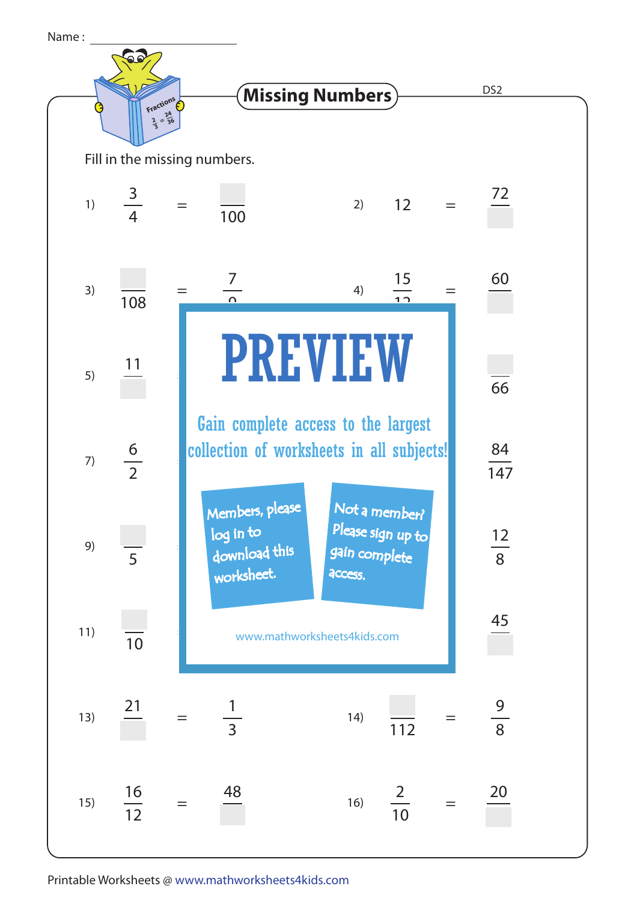Name : ____________________

# Missing Numbers

DS2

Fill in the missing numbers.

1) $\frac{3}{4} = \frac{\square}{100}$

2) $12 = \frac{72}{\square}$

3) $\frac{\square}{108} = \frac{7}{9}$

4) $\frac{15}{12} = \frac{60}{\square}$

5) $\frac{11}{\square}$ = $\frac{\square}{66}$

7) $\frac{6}{2}$ = $\frac{84}{147}$

9) $\frac{\square}{5}$ = $\frac{12}{8}$

11) $\frac{\square}{10}$ = $\frac{45}{\square}$

PREVIEW

Gain complete access to the largest collection of worksheets in all subjects!

Members, please log in to download this worksheet.

Not a member? Please sign up to gain complete access.

www.mathworksheets4kids.com

13) $\frac{21}{\square} = \frac{1}{3}$

14) $\frac{\square}{112} = \frac{9}{8}$

15) $\frac{16}{12} = \frac{48}{\square}$

16) $\frac{2}{10} = \frac{20}{\square}$

Printable Worksheets @ www.mathworksheets4kids.com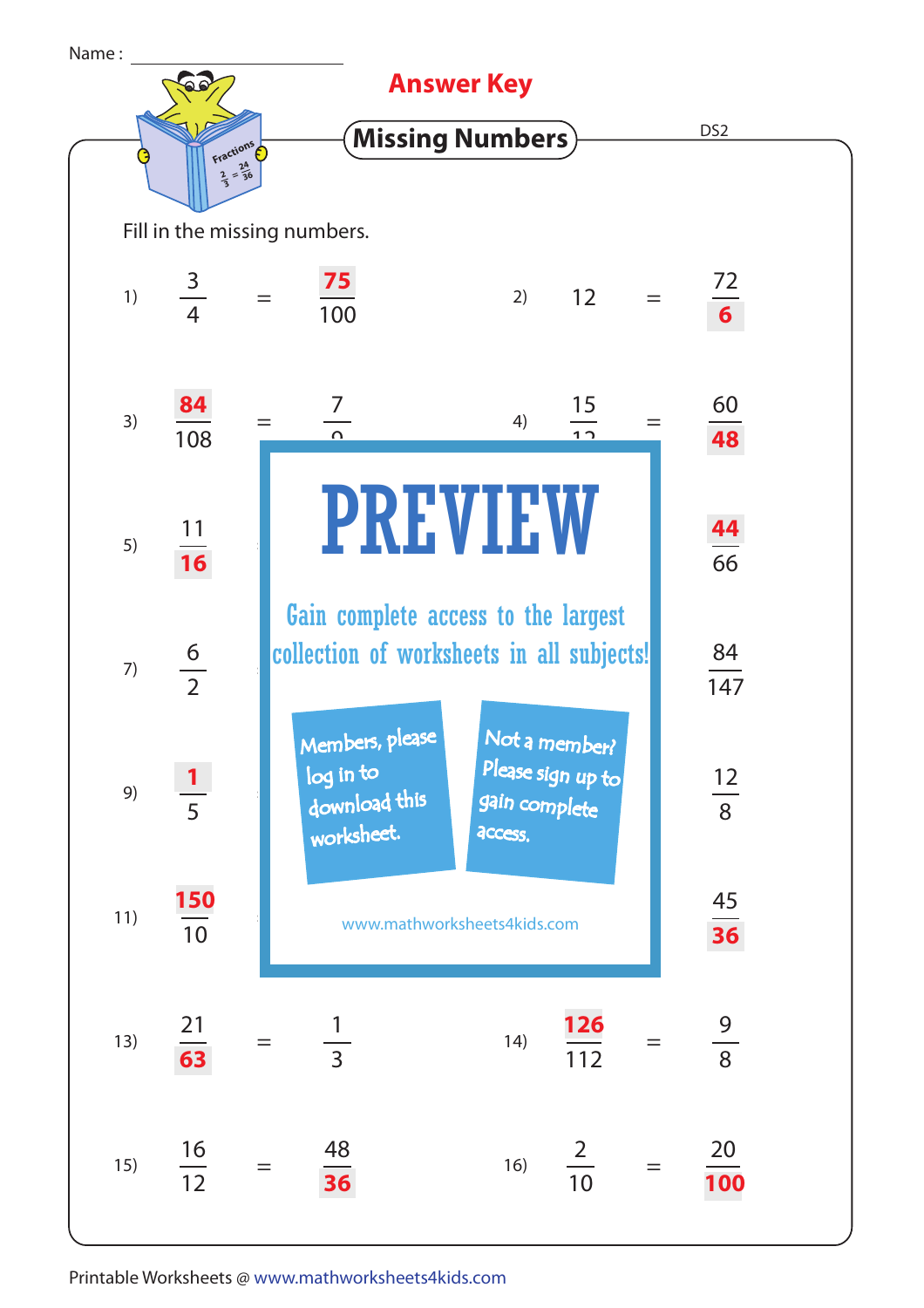Name : ______________

**Answer Key**

## Missing Numbers

DS2

Fill in the missing numbers.

1) $\frac{3}{4} = \frac{75}{100}$

2) $12 = \frac{72}{6}$

3) $\frac{84}{108} = \frac{7}{9}$

4) $\frac{15}{12} = \frac{60}{48}$

5) $\frac{11}{16}$ = ... $\frac{44}{66}$

7) $\frac{6}{2}$ = ... $\frac{84}{147}$

9) $\frac{1}{5}$ = ... $\frac{12}{8}$

11) $\frac{150}{10}$ = ... $\frac{45}{36}$

PREVIEW

Gain complete access to the largest collection of worksheets in all subjects!

Members, please log in to download this worksheet.

Not a member? Please sign up to gain complete access.

www.mathworksheets4kids.com

13) $\frac{21}{63} = \frac{1}{3}$

14) $\frac{126}{112} = \frac{9}{8}$

15) $\frac{16}{12} = \frac{48}{36}$

16) $\frac{2}{10} = \frac{20}{100}$

Printable Worksheets @ www.mathworksheets4kids.com